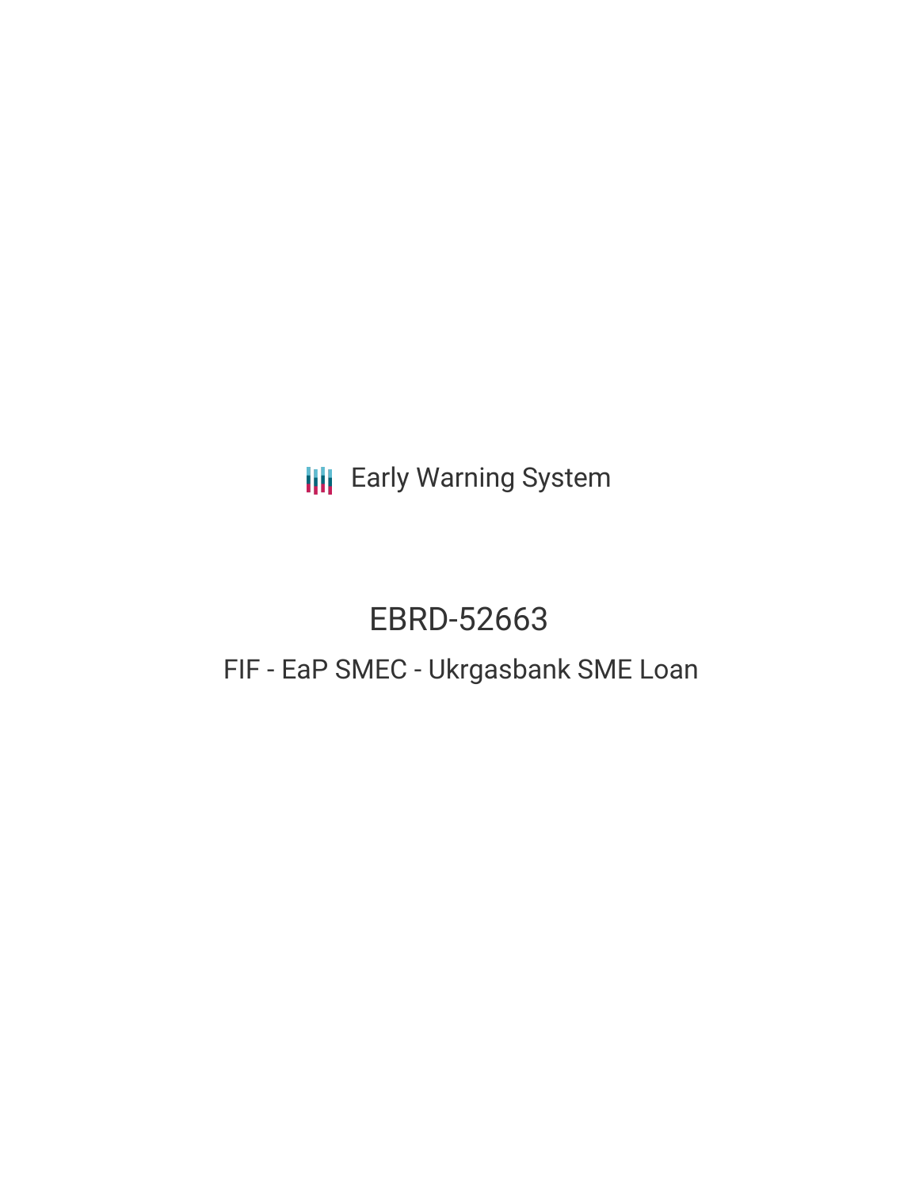Early Warning System

# EBRD-52663

## FIF - EaP SMEC - Ukrgasbank SME Loan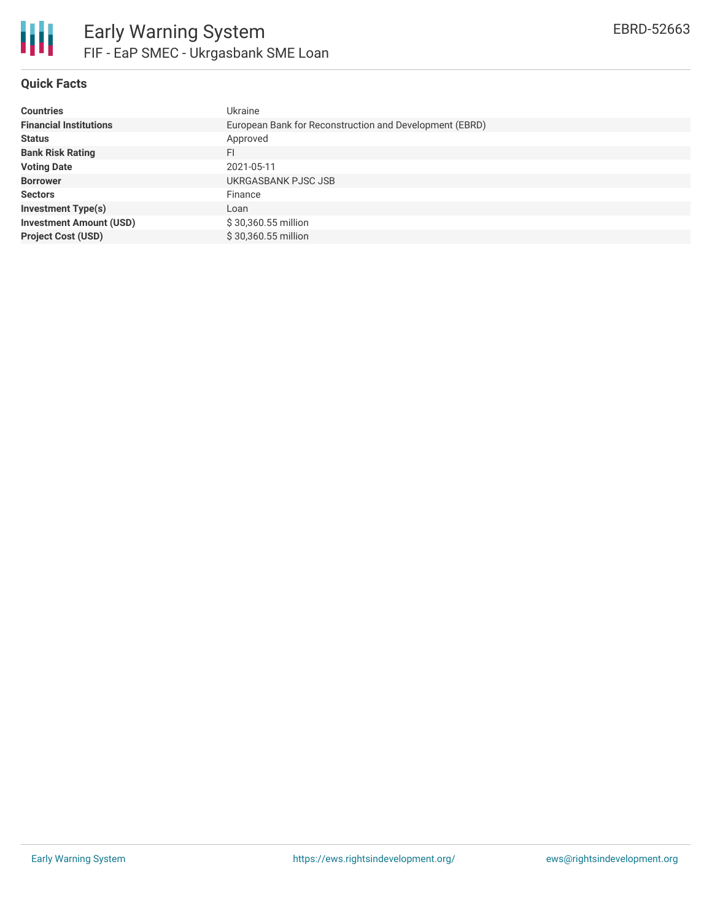# Early Warning System

## FIF - EaP SMEC - Ukrgasbank SME Loan

EBRD-52663

### Quick Facts

| | |
|---|---|
| **Countries** | Ukraine |
| **Financial Institutions** | European Bank for Reconstruction and Development (EBRD) |
| **Status** | Approved |
| **Bank Risk Rating** | FI |
| **Voting Date** | 2021-05-11 |
| **Borrower** | UKRGASBANK PJSC JSB |
| **Sectors** | Finance |
| **Investment Type(s)** | Loan |
| **Investment Amount (USD)** | $ 30,360.55 million |
| **Project Cost (USD)** | $ 30,360.55 million |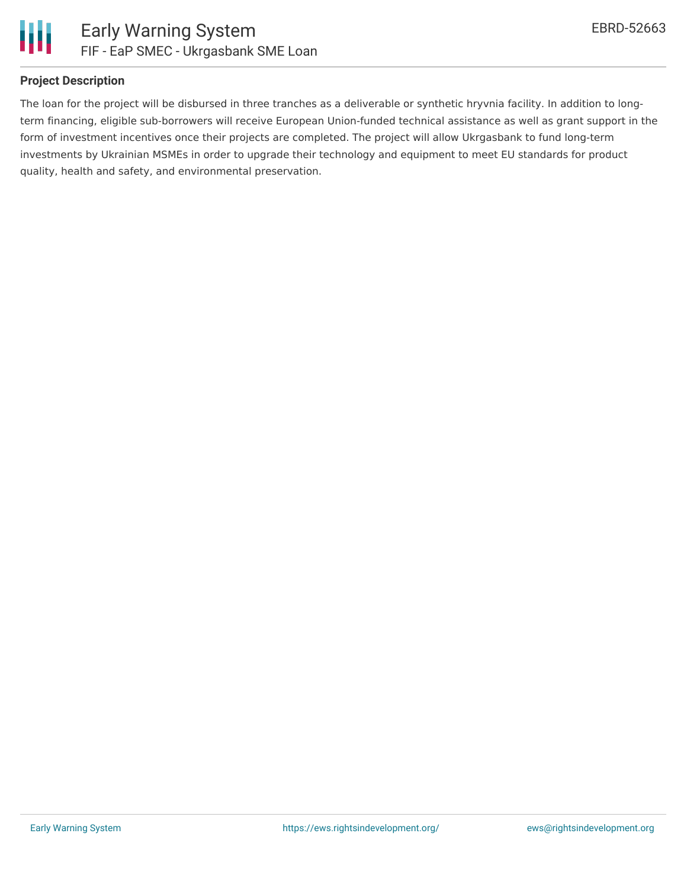## Project Description

The loan for the project will be disbursed in three tranches as a deliverable or synthetic hryvnia facility. In addition to long-term financing, eligible sub-borrowers will receive European Union-funded technical assistance as well as grant support in the form of investment incentives once their projects are completed. The project will allow Ukrgasbank to fund long-term investments by Ukrainian MSMEs in order to upgrade their technology and equipment to meet EU standards for product quality, health and safety, and environmental preservation.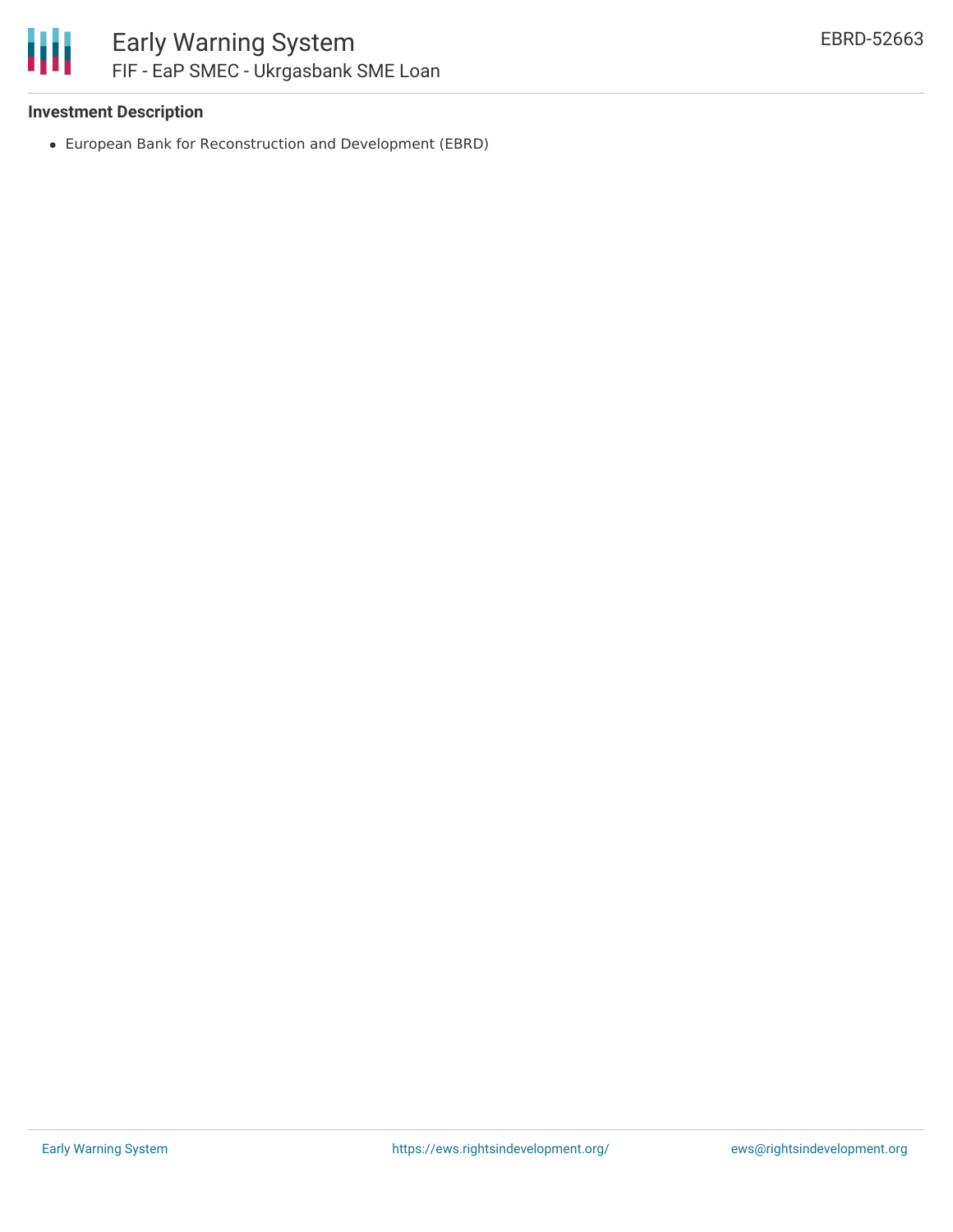### Investment Description

- European Bank for Reconstruction and Development (EBRD)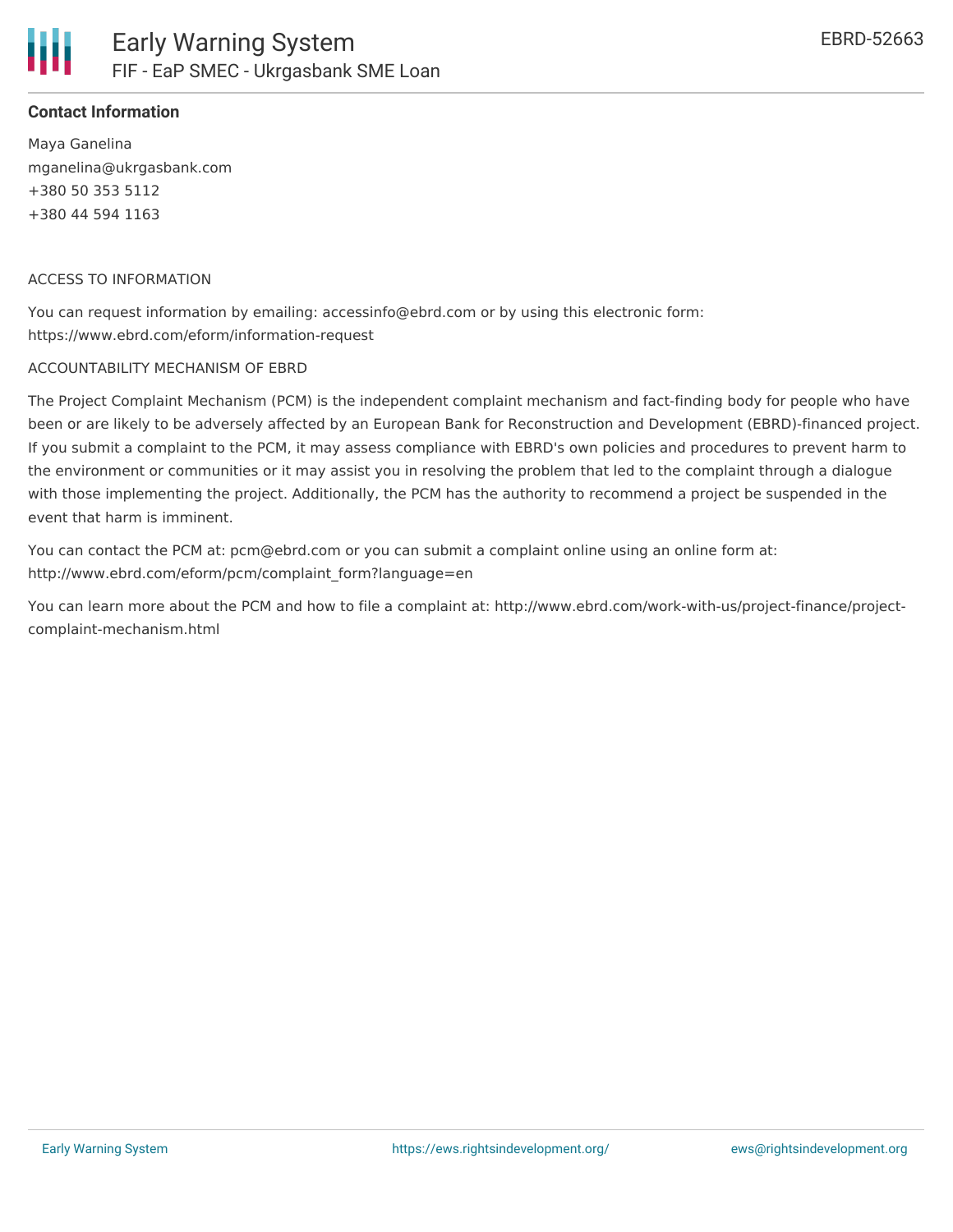## Contact Information

Maya Ganelina
mganelina@ukrgasbank.com
+380 50 353 5112
+380 44 594 1163

ACCESS TO INFORMATION

You can request information by emailing: accessinfo@ebrd.com or by using this electronic form: https://www.ebrd.com/eform/information-request

ACCOUNTABILITY MECHANISM OF EBRD

The Project Complaint Mechanism (PCM) is the independent complaint mechanism and fact-finding body for people who have been or are likely to be adversely affected by an European Bank for Reconstruction and Development (EBRD)-financed project. If you submit a complaint to the PCM, it may assess compliance with EBRD's own policies and procedures to prevent harm to the environment or communities or it may assist you in resolving the problem that led to the complaint through a dialogue with those implementing the project. Additionally, the PCM has the authority to recommend a project be suspended in the event that harm is imminent.

You can contact the PCM at: pcm@ebrd.com or you can submit a complaint online using an online form at: http://www.ebrd.com/eform/pcm/complaint_form?language=en

You can learn more about the PCM and how to file a complaint at: http://www.ebrd.com/work-with-us/project-finance/project-complaint-mechanism.html